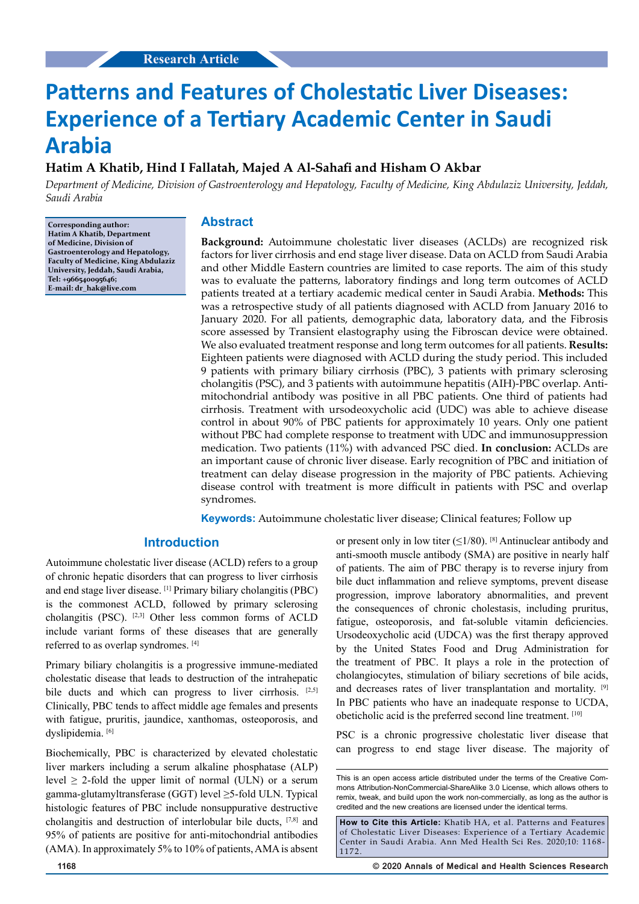Research Article

# Patterns and Features of Cholestatic Liver Diseases: Experience of a Tertiary Academic Center in Saudi Arabia

**Hatim A Khatib, Hind I Fallatah, Majed A Al-Sahafi and Hisham O Akbar**

*Department of Medicine, Division of Gastroenterology and Hepatology, Faculty of Medicine, King Abdulaziz University, Jeddah, Saudi Arabia*

**Corresponding author: Hatim A Khatib, Department of Medicine, Division of Gastroenterology and Hepatology, Faculty of Medicine, King Abdulaziz University, Jeddah, Saudi Arabia, Tel: +966540095646; E-mail: dr_hak@live.com**

## Abstract

**Background:** Autoimmune cholestatic liver diseases (ACLDs) are recognized risk factors for liver cirrhosis and end stage liver disease. Data on ACLD from Saudi Arabia and other Middle Eastern countries are limited to case reports. The aim of this study was to evaluate the patterns, laboratory findings and long term outcomes of ACLD patients treated at a tertiary academic medical center in Saudi Arabia. **Methods:** This was a retrospective study of all patients diagnosed with ACLD from January 2016 to January 2020. For all patients, demographic data, laboratory data, and the Fibrosis score assessed by Transient elastography using the Fibroscan device were obtained. We also evaluated treatment response and long term outcomes for all patients. **Results:** Eighteen patients were diagnosed with ACLD during the study period. This included 9 patients with primary biliary cirrhosis (PBC), 3 patients with primary sclerosing cholangitis (PSC), and 3 patients with autoimmune hepatitis (AIH)-PBC overlap. Anti-mitochondrial antibody was positive in all PBC patients. One third of patients had cirrhosis. Treatment with ursodeoxycholic acid (UDC) was able to achieve disease control in about 90% of PBC patients for approximately 10 years. Only one patient without PBC had complete response to treatment with UDC and immunosuppression medication. Two patients (11%) with advanced PSC died. **In conclusion:** ACLDs are an important cause of chronic liver disease. Early recognition of PBC and initiation of treatment can delay disease progression in the majority of PBC patients. Achieving disease control with treatment is more difficult in patients with PSC and overlap syndromes.

**Keywords:** Autoimmune cholestatic liver disease; Clinical features; Follow up

## Introduction

Autoimmune cholestatic liver disease (ACLD) refers to a group of chronic hepatic disorders that can progress to liver cirrhosis and end stage liver disease. [1] Primary biliary cholangitis (PBC) is the commonest ACLD, followed by primary sclerosing cholangitis (PSC). [2,3] Other less common forms of ACLD include variant forms of these diseases that are generally referred to as overlap syndromes. [4]

Primary biliary cholangitis is a progressive immune-mediated cholestatic disease that leads to destruction of the intrahepatic bile ducts and which can progress to liver cirrhosis. [2,5] Clinically, PBC tends to affect middle age females and presents with fatigue, pruritis, jaundice, xanthomas, osteoporosis, and dyslipidemia. [6]

Biochemically, PBC is characterized by elevated cholestatic liver markers including a serum alkaline phosphatase (ALP) level ≥ 2-fold the upper limit of normal (ULN) or a serum gamma-glutamyltransferase (GGT) level ≥5-fold ULN. Typical histologic features of PBC include nonsuppurative destructive cholangitis and destruction of interlobular bile ducts, [7,8] and 95% of patients are positive for anti-mitochondrial antibodies (AMA). In approximately 5% to 10% of patients, AMA is absent or present only in low titer (≤1/80). [8] Antinuclear antibody and anti-smooth muscle antibody (SMA) are positive in nearly half of patients. The aim of PBC therapy is to reverse injury from bile duct inflammation and relieve symptoms, prevent disease progression, improve laboratory abnormalities, and prevent the consequences of chronic cholestasis, including pruritus, fatigue, osteoporosis, and fat-soluble vitamin deficiencies. Ursodeoxycholic acid (UDCA) was the first therapy approved by the United States Food and Drug Administration for the treatment of PBC. It plays a role in the protection of cholangiocytes, stimulation of biliary secretions of bile acids, and decreases rates of liver transplantation and mortality. [9] In PBC patients who have an inadequate response to UCDA, obeticholic acid is the preferred second line treatment. [10]

PSC is a chronic progressive cholestatic liver disease that can progress to end stage liver disease. The majority of

This is an open access article distributed under the terms of the Creative Commons Attribution-NonCommercial-ShareAlike 3.0 License, which allows others to remix, tweak, and build upon the work non-commercially, as long as the author is credited and the new creations are licensed under the identical terms.

**How to Cite this Article:** Khatib HA, et al. Patterns and Features of Cholestatic Liver Diseases: Experience of a Tertiary Academic Center in Saudi Arabia. Ann Med Health Sci Res. 2020;10: 1168-1172.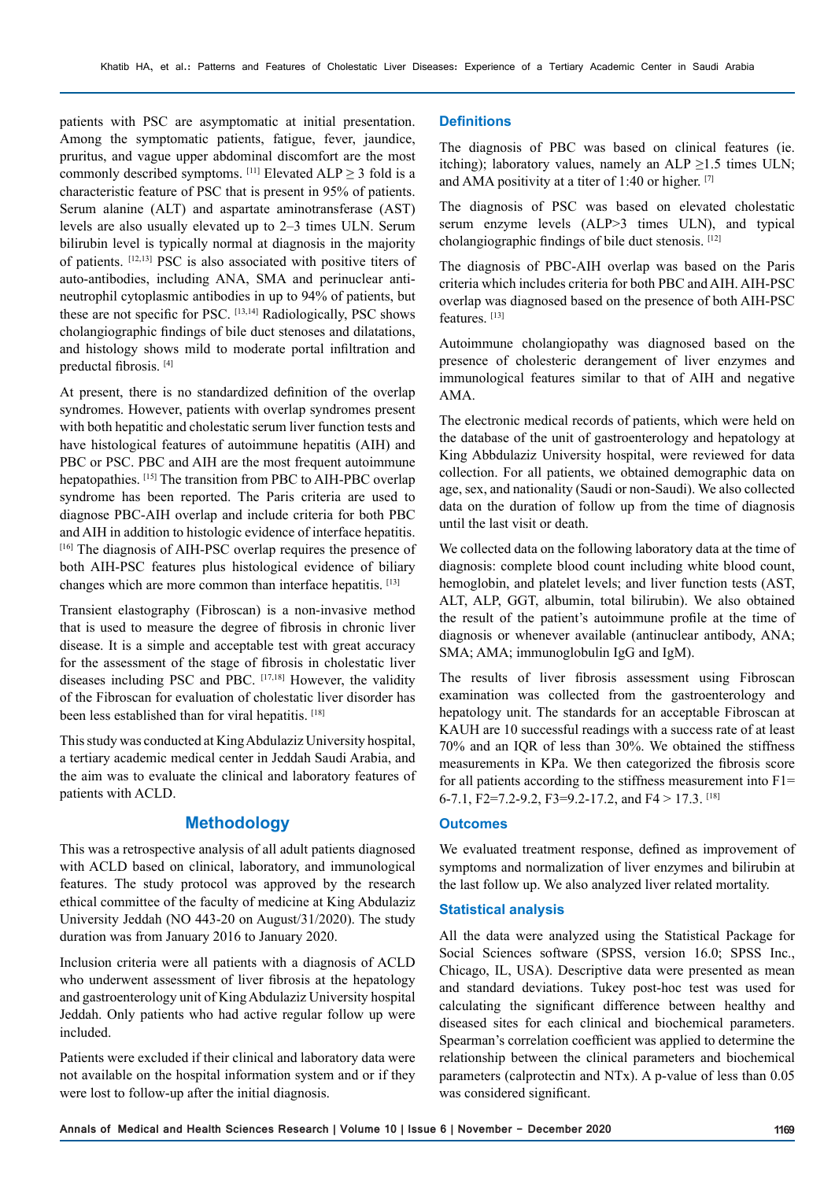patients with PSC are asymptomatic at initial presentation. Among the symptomatic patients, fatigue, fever, jaundice, pruritus, and vague upper abdominal discomfort are the most commonly described symptoms. [11] Elevated ALP ≥ 3 fold is a characteristic feature of PSC that is present in 95% of patients. Serum alanine (ALT) and aspartate aminotransferase (AST) levels are also usually elevated up to 2–3 times ULN. Serum bilirubin level is typically normal at diagnosis in the majority of patients. [12,13] PSC is also associated with positive titers of auto-antibodies, including ANA, SMA and perinuclear anti-neutrophil cytoplasmic antibodies in up to 94% of patients, but these are not specific for PSC. [13,14] Radiologically, PSC shows cholangiographic findings of bile duct stenoses and dilatations, and histology shows mild to moderate portal infiltration and preductal fibrosis. [4]

At present, there is no standardized definition of the overlap syndromes. However, patients with overlap syndromes present with both hepatic and cholestatic serum liver function tests and have histological features of autoimmune hepatitis (AIH) and PBC or PSC. PBC and AIH are the most frequent autoimmune hepatopathies. [15] The transition from PBC to AIH-PBC overlap syndrome has been reported. The Paris criteria are used to diagnose PBC-AIH overlap and include criteria for both PBC and AIH in addition to histologic evidence of interface hepatitis. [16] The diagnosis of AIH-PSC overlap requires the presence of both AIH-PSC features plus histological evidence of biliary changes which are more common than interface hepatitis. [13]

Transient elastography (Fibroscan) is a non-invasive method that is used to measure the degree of fibrosis in chronic liver disease. It is a simple and acceptable test with great accuracy for the assessment of the stage of fibrosis in cholestatic liver diseases including PSC and PBC. [17,18] However, the validity of the Fibroscan for evaluation of cholestatic liver disorder has been less established than for viral hepatitis. [18]

This study was conducted at King Abdulaziz University hospital, a tertiary academic medical center in Jeddah Saudi Arabia, and the aim was to evaluate the clinical and laboratory features of patients with ACLD.

## Methodology

This was a retrospective analysis of all adult patients diagnosed with ACLD based on clinical, laboratory, and immunological features. The study protocol was approved by the research ethical committee of the faculty of medicine at King Abdulaziz University Jeddah (NO 443-20 on August/31/2020). The study duration was from January 2016 to January 2020.

Inclusion criteria were all patients with a diagnosis of ACLD who underwent assessment of liver fibrosis at the hepatology and gastroenterology unit of King Abdulaziz University hospital Jeddah. Only patients who had active regular follow up were included.

Patients were excluded if their clinical and laboratory data were not available on the hospital information system and or if they were lost to follow-up after the initial diagnosis.

### Definitions

The diagnosis of PBC was based on clinical features (ie. itching); laboratory values, namely an ALP ≥1.5 times ULN; and AMA positivity at a titer of 1:40 or higher. [7]

The diagnosis of PSC was based on elevated cholestatic serum enzyme levels (ALP>3 times ULN), and typical cholangiographic findings of bile duct stenosis. [12]

The diagnosis of PBC-AIH overlap was based on the Paris criteria which includes criteria for both PBC and AIH. AIH-PSC overlap was diagnosed based on the presence of both AIH-PSC features. [13]

Autoimmune cholangiopathy was diagnosed based on the presence of cholesteric derangement of liver enzymes and immunological features similar to that of AIH and negative AMA.

The electronic medical records of patients, which were held on the database of the unit of gastroenterology and hepatology at King Abbdulaziz University hospital, were reviewed for data collection. For all patients, we obtained demographic data on age, sex, and nationality (Saudi or non-Saudi). We also collected data on the duration of follow up from the time of diagnosis until the last visit or death.

We collected data on the following laboratory data at the time of diagnosis: complete blood count including white blood count, hemoglobin, and platelet levels; and liver function tests (AST, ALT, ALP, GGT, albumin, total bilirubin). We also obtained the result of the patient's autoimmune profile at the time of diagnosis or whenever available (antinuclear antibody, ANA; SMA; AMA; immunoglobulin IgG and IgM).

The results of liver fibrosis assessment using Fibroscan examination was collected from the gastroenterology and hepatology unit. The standards for an acceptable Fibroscan at KAUH are 10 successful readings with a success rate of at least 70% and an IQR of less than 30%. We obtained the stiffness measurements in KPa. We then categorized the fibrosis score for all patients according to the stiffness measurement into F1= 6-7.1, F2=7.2-9.2, F3=9.2-17.2, and F4 > 17.3. [18]

### Outcomes

We evaluated treatment response, defined as improvement of symptoms and normalization of liver enzymes and bilirubin at the last follow up. We also analyzed liver related mortality.

### Statistical analysis

All the data were analyzed using the Statistical Package for Social Sciences software (SPSS, version 16.0; SPSS Inc., Chicago, IL, USA). Descriptive data were presented as mean and standard deviations. Tukey post-hoc test was used for calculating the significant difference between healthy and diseased sites for each clinical and biochemical parameters. Spearman's correlation coefficient was applied to determine the relationship between the clinical parameters and biochemical parameters (calprotectin and NTx). A p-value of less than 0.05 was considered significant.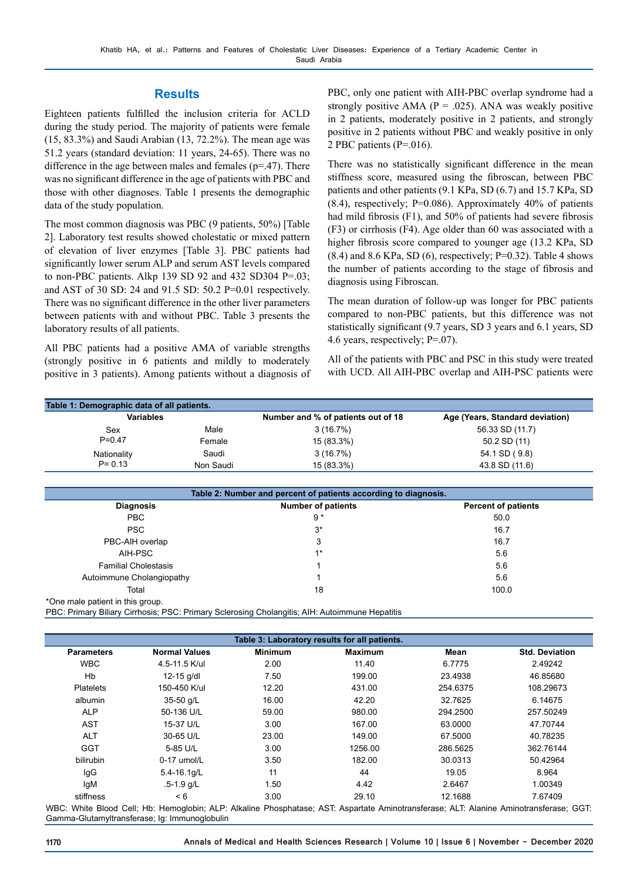## Results

Eighteen patients fulfilled the inclusion criteria for ACLD during the study period. The majority of patients were female (15, 83.3%) and Saudi Arabian (13, 72.2%). The mean age was 51.2 years (standard deviation: 11 years, 24-65). There was no difference in the age between males and females (p=.47). There was no significant difference in the age of patients with PBC and those with other diagnoses. Table 1 presents the demographic data of the study population.

The most common diagnosis was PBC (9 patients, 50%) [Table 2]. Laboratory test results showed cholestatic or mixed pattern of elevation of liver enzymes [Table 3]. PBC patients had significantly lower serum ALP and serum AST levels compared to non-PBC patients. Alkp 139 SD 92 and 432 SD304 P=.03; and AST of 30 SD: 24 and 91.5 SD: 50.2 P=0.01 respectively. There was no significant difference in the other liver parameters between patients with and without PBC. Table 3 presents the laboratory results of all patients.

All PBC patients had a positive AMA of variable strengths (strongly positive in 6 patients and mildly to moderately positive in 3 patients). Among patients without a diagnosis of PBC, only one patient with AIH-PBC overlap syndrome had a strongly positive AMA (P = .025). ANA was weakly positive in 2 patients, moderately positive in 2 patients, and strongly positive in 2 patients without PBC and weakly positive in only 2 PBC patients (P=.016).

There was no statistically significant difference in the mean stiffness score, measured using the fibroscan, between PBC patients and other patients (9.1 KPa, SD (6.7) and 15.7 KPa, SD (8.4), respectively; P=0.086). Approximately 40% of patients had mild fibrosis (F1), and 50% of patients had severe fibrosis (F3) or cirrhosis (F4). Age older than 60 was associated with a higher fibrosis score compared to younger age (13.2 KPa, SD (8.4) and 8.6 KPa, SD (6), respectively; P=0.32). Table 4 shows the number of patients according to the stage of fibrosis and diagnosis using Fibroscan.

The mean duration of follow-up was longer for PBC patients compared to non-PBC patients, but this difference was not statistically significant (9.7 years, SD 3 years and 6.1 years, SD 4.6 years, respectively; P=.07).

All of the patients with PBC and PSC in this study were treated with UCD. All AIH-PBC overlap and AIH-PSC patients were

**Table 1: Demographic data of all patients.**

| Variables | | Number and % of patients out of 18 | Age (Years, Standard deviation) |
|---|---|---|---|
| Sex | Male | 3 (16.7%) | 56.33 SD (11.7) |
| P=0.47 | Female | 15 (83.3%) | 50.2 SD (11) |
| Nationality | Saudi | 3 (16.7%) | 54.1 SD ( 9.8) |
| P= 0.13 | Non Saudi | 15 (83.3%) | 43.8 SD (11.6) |

**Table 2: Number and percent of patients according to diagnosis.**

| Diagnosis | Number of patients | Percent of patients |
|---|---|---|
| PBC | 9 * | 50.0 |
| PSC | 3* | 16.7 |
| PBC-AIH overlap | 3 | 16.7 |
| AIH-PSC | 1* | 5.6 |
| Familial Cholestasis | 1 | 5.6 |
| Autoimmune Cholangiopathy | 1 | 5.6 |
| Total | 18 | 100.0 |

*One male patient in this group.

PBC: Primary Biliary Cirrhosis; PSC: Primary Sclerosing Cholangitis; AIH: Autoimmune Hepatitis

**Table 3: Laboratory results for all patients.**

| Parameters | Normal Values | Minimum | Maximum | Mean | Std. Deviation |
|---|---|---|---|---|---|
| WBC | 4.5-11.5 K/ul | 2.00 | 11.40 | 6.7775 | 2.49242 |
| Hb | 12-15 g/dl | 7.50 | 199.00 | 23.4938 | 46.85680 |
| Platelets | 150-450 K/ul | 12.20 | 431.00 | 254.6375 | 108.29673 |
| albumin | 35-50 g/L | 16.00 | 42.20 | 32.7625 | 6.14675 |
| ALP | 50-136 U/L | 59.00 | 980.00 | 294.2500 | 257.50249 |
| AST | 15-37 U/L | 3.00 | 167.00 | 63.0000 | 47.70744 |
| ALT | 30-65 U/L | 23.00 | 149.00 | 67.5000 | 40.78235 |
| GGT | 5-85 U/L | 3.00 | 1256.00 | 286.5625 | 362.76144 |
| bilirubin | 0-17 umol/L | 3.50 | 182.00 | 30.0313 | 50.42964 |
| IgG | 5.4-16.1g/L | 11 | 44 | 19.05 | 8.964 |
| IgM | .5-1.9 g/L | 1.50 | 4.42 | 2.6467 | 1.00349 |
| stiffness | < 6 | 3.00 | 29.10 | 12.1688 | 7.67409 |

WBC: White Blood Cell; Hb: Hemoglobin; ALP: Alkaline Phosphatase; AST: Aspartate Aminotransferase; ALT: Alanine Aminotransferase; GGT: Gamma-Glutamyltransferase; Ig: Immunoglobulin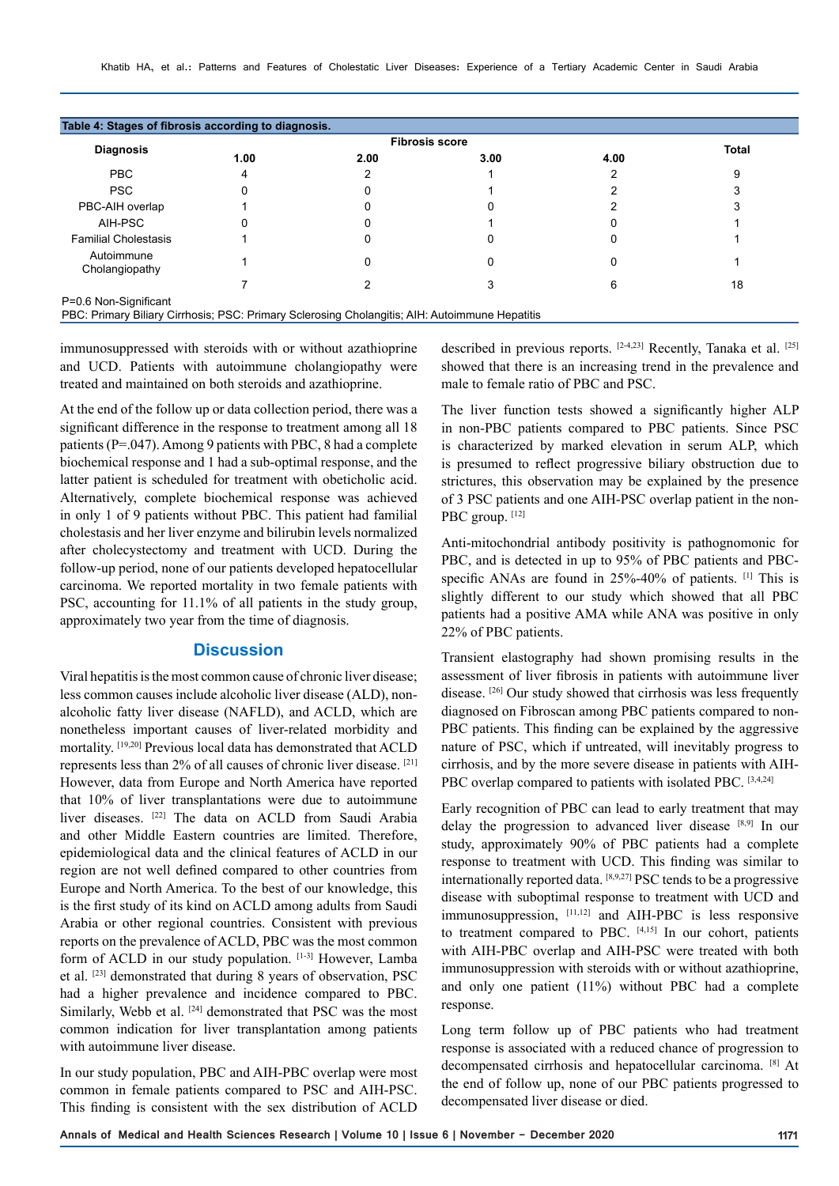**Table 4: Stages of fibrosis according to diagnosis.**

| Diagnosis | Fibrosis score | | | | Total |
|---|---|---|---|---|---|
| | 1.00 | 2.00 | 3.00 | 4.00 | |
| PBC | 4 | 2 | 1 | 2 | 9 |
| PSC | 0 | 0 | 1 | 2 | 3 |
| PBC-AIH overlap | 1 | 0 | 0 | 2 | 3 |
| AIH-PSC | 0 | 0 | 1 | 0 | 1 |
| Familial Cholestasis | 1 | 0 | 0 | 0 | 1 |
| Autoimmune Cholangiopathy | 1 | 0 | 0 | 0 | 1 |
| | 7 | 2 | 3 | 6 | 18 |

P=0.6 Non-Significant

PBC: Primary Biliary Cirrhosis; PSC: Primary Sclerosing Cholangitis; AIH: Autoimmune Hepatitis

immunosuppressed with steroids with or without azathioprine and UCD. Patients with autoimmune cholangiopathy were treated and maintained on both steroids and azathioprine.

At the end of the follow up or data collection period, there was a significant difference in the response to treatment among all 18 patients (P=.047). Among 9 patients with PBC, 8 had a complete biochemical response and 1 had a sub-optimal response, and the latter patient is scheduled for treatment with obeticholic acid. Alternatively, complete biochemical response was achieved in only 1 of 9 patients without PBC. This patient had familial cholestasis and her liver enzyme and bilirubin levels normalized after cholecystectomy and treatment with UCD. During the follow-up period, none of our patients developed hepatocellular carcinoma. We reported mortality in two female patients with PSC, accounting for 11.1% of all patients in the study group, approximately two year from the time of diagnosis.

## Discussion

Viral hepatitis is the most common cause of chronic liver disease; less common causes include alcoholic liver disease (ALD), non-alcoholic fatty liver disease (NAFLD), and ACLD, which are nonetheless important causes of liver-related morbidity and mortality. [19,20] Previous local data has demonstrated that ACLD represents less than 2% of all causes of chronic liver disease. [21] However, data from Europe and North America have reported that 10% of liver transplantations were due to autoimmune liver diseases. [22] The data on ACLD from Saudi Arabia and other Middle Eastern countries are limited. Therefore, epidemiological data and the clinical features of ACLD in our region are not well defined compared to other countries from Europe and North America. To the best of our knowledge, this is the first study of its kind on ACLD among adults from Saudi Arabia or other regional countries. Consistent with previous reports on the prevalence of ACLD, PBC was the most common form of ACLD in our study population. [1-3] However, Lamba et al. [23] demonstrated that during 8 years of observation, PSC had a higher prevalence and incidence compared to PBC. Similarly, Webb et al. [24] demonstrated that PSC was the most common indication for liver transplantation among patients with autoimmune liver disease.

In our study population, PBC and AIH-PBC overlap were most common in female patients compared to PSC and AIH-PSC. This finding is consistent with the sex distribution of ACLD described in previous reports. [2-4,23] Recently, Tanaka et al. [25] showed that there is an increasing trend in the prevalence and male to female ratio of PBC and PSC.

The liver function tests showed a significantly higher ALP in non-PBC patients compared to PBC patients. Since PSC is characterized by marked elevation in serum ALP, which is presumed to reflect progressive biliary obstruction due to strictures, this observation may be explained by the presence of 3 PSC patients and one AIH-PSC overlap patient in the non-PBC group. [12]

Anti-mitochondrial antibody positivity is pathognomonic for PBC, and is detected in up to 95% of PBC patients and PBC-specific ANAs are found in 25%-40% of patients. [1] This is slightly different to our study which showed that all PBC patients had a positive AMA while ANA was positive in only 22% of PBC patients.

Transient elastography had shown promising results in the assessment of liver fibrosis in patients with autoimmune liver disease. [26] Our study showed that cirrhosis was less frequently diagnosed on Fibroscan among PBC patients compared to non-PBC patients. This finding can be explained by the aggressive nature of PSC, which if untreated, will inevitably progress to cirrhosis, and by the more severe disease in patients with AIH-PBC overlap compared to patients with isolated PBC. [3,4,24]

Early recognition of PBC can lead to early treatment that may delay the progression to advanced liver disease [8,9] In our study, approximately 90% of PBC patients had a complete response to treatment with UCD. This finding was similar to internationally reported data. [8,9,27] PSC tends to be a progressive disease with suboptimal response to treatment with UCD and immunosuppression, [11,12] and AIH-PBC is less responsive to treatment compared to PBC. [4,15] In our cohort, patients with AIH-PBC overlap and AIH-PSC were treated with both immunosuppression with steroids with or without azathioprine, and only one patient (11%) without PBC had a complete response.

Long term follow up of PBC patients who had treatment response is associated with a reduced chance of progression to decompensated cirrhosis and hepatocellular carcinoma. [8] At the end of follow up, none of our PBC patients progressed to decompensated liver disease or died.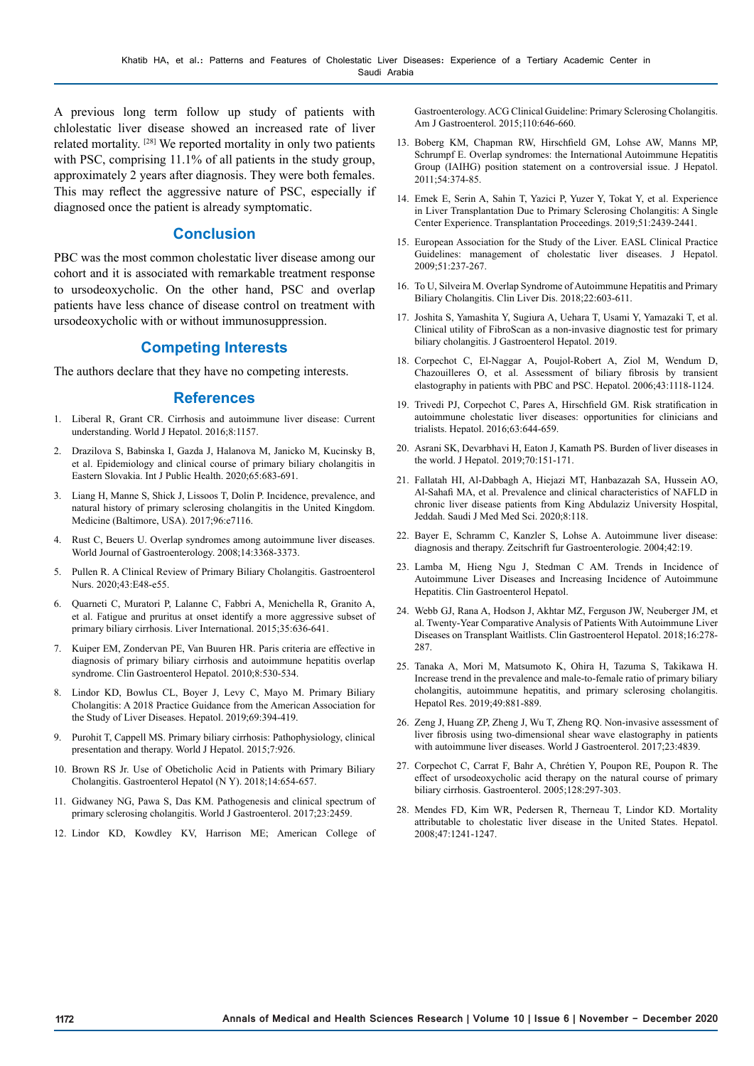A previous long term follow up study of patients with chlolestatic liver disease showed an increased rate of liver related mortality. [28] We reported mortality in only two patients with PSC, comprising 11.1% of all patients in the study group, approximately 2 years after diagnosis. They were both females. This may reflect the aggressive nature of PSC, especially if diagnosed once the patient is already symptomatic.

## Conclusion

PBC was the most common cholestatic liver disease among our cohort and it is associated with remarkable treatment response to ursodeoxycholic. On the other hand, PSC and overlap patients have less chance of disease control on treatment with ursodeoxycholic with or without immunosuppression.

## Competing Interests

The authors declare that they have no competing interests.

## References

1. Liberal R, Grant CR. Cirrhosis and autoimmune liver disease: Current understanding. World J Hepatol. 2016;8:1157.
2. Drazilova S, Babinska I, Gazda J, Halanova M, Janicko M, Kucinsky B, et al. Epidemiology and clinical course of primary biliary cholangitis in Eastern Slovakia. Int J Public Health. 2020;65:683-691.
3. Liang H, Manne S, Shick J, Lissoos T, Dolin P. Incidence, prevalence, and natural history of primary sclerosing cholangitis in the United Kingdom. Medicine (Baltimore, USA). 2017;96:e7116.
4. Rust C, Beuers U. Overlap syndromes among autoimmune liver diseases. World Journal of Gastroenterology. 2008;14:3368-3373.
5. Pullen R. A Clinical Review of Primary Biliary Cholangitis. Gastroenterol Nurs. 2020;43:E48-e55.
6. Quarneti C, Muratori P, Lalanne C, Fabbri A, Menichella R, Granito A, et al. Fatigue and pruritus at onset identify a more aggressive subset of primary biliary cirrhosis. Liver International. 2015;35:636-641.
7. Kuiper EM, Zondervan PE, Van Buuren HR. Paris criteria are effective in diagnosis of primary biliary cirrhosis and autoimmune hepatitis overlap syndrome. Clin Gastroenterol Hepatol. 2010;8:530-534.
8. Lindor KD, Bowlus CL, Boyer J, Levy C, Mayo M. Primary Biliary Cholangitis: A 2018 Practice Guidance from the American Association for the Study of Liver Diseases. Hepatol. 2019;69:394-419.
9. Purohit T, Cappell MS. Primary biliary cirrhosis: Pathophysiology, clinical presentation and therapy. World J Hepatol. 2015;7:926.
10. Brown RS Jr. Use of Obeticholic Acid in Patients with Primary Biliary Cholangitis. Gastroenterol Hepatol (N Y). 2018;14:654-657.
11. Gidwaney NG, Pawa S, Das KM. Pathogenesis and clinical spectrum of primary sclerosing cholangitis. World J Gastroenterol. 2017;23:2459.
12. Lindor KD, Kowdley KV, Harrison ME; American College of Gastroenterology. ACG Clinical Guideline: Primary Sclerosing Cholangitis. Am J Gastroenterol. 2015;110:646-660.
13. Boberg KM, Chapman RW, Hirschfield GM, Lohse AW, Manns MP, Schrumpf E. Overlap syndromes: the International Autoimmune Hepatitis Group (IAIHG) position statement on a controversial issue. J Hepatol. 2011;54:374-85.
14. Emek E, Serin A, Sahin T, Yazici P, Yuzer Y, Tokat Y, et al. Experience in Liver Transplantation Due to Primary Sclerosing Cholangitis: A Single Center Experience. Transplantation Proceedings. 2019;51:2439-2441.
15. European Association for the Study of the Liver. EASL Clinical Practice Guidelines: management of cholestatic liver diseases. J Hepatol. 2009;51:237-267.
16. To U, Silveira M. Overlap Syndrome of Autoimmune Hepatitis and Primary Biliary Cholangitis. Clin Liver Dis. 2018;22:603-611.
17. Joshita S, Yamashita Y, Sugiura A, Uehara T, Usami Y, Yamazaki T, et al. Clinical utility of FibroScan as a non-invasive diagnostic test for primary biliary cholangitis. J Gastroenterol Hepatol. 2019.
18. Corpechot C, El-Naggar A, Poujol-Robert A, Ziol M, Wendum D, Chazouilleres O, et al. Assessment of biliary fibrosis by transient elastography in patients with PBC and PSC. Hepatol. 2006;43:1118-1124.
19. Trivedi PJ, Corpechot C, Pares A, Hirschfield GM. Risk stratification in autoimmune cholestatic liver diseases: opportunities for clinicians and trialists. Hepatol. 2016;63:644-659.
20. Asrani SK, Devarbhavi H, Eaton J, Kamath PS. Burden of liver diseases in the world. J Hepatol. 2019;70:151-171.
21. Fallatah HI, Al-Dabbagh A, Hiejazi MT, Hanbazazah SA, Hussein AO, Al-Safahi MA, et al. Prevalence and clinical characteristics of NAFLD in chronic liver disease patients from King Abdulaziz University Hospital, Jeddah. Saudi J Med Med Sci. 2020;8:118.
22. Bayer E, Schramm C, Kanzler S, Lohse A. Autoimmune liver disease: diagnosis and therapy. Zeitschrift fur Gastroenterologie. 2004;42:19.
23. Lamba M, Hieng Ngu J, Stedman C AM. Trends in Incidence of Autoimmune Liver Diseases and Increasing Incidence of Autoimmune Hepatitis. Clin Gastroenterol Hepatol.
24. Webb GJ, Rana A, Hodson J, Akhtar MZ, Ferguson JW, Neuberger JM, et al. Twenty-Year Comparative Analysis of Patients With Autoimmune Liver Diseases on Transplant Waitlists. Clin Gastroenterol Hepatol. 2018;16:278-287.
25. Tanaka A, Mori M, Matsumoto K, Ohira H, Tazuma S, Takikawa H. Increase trend in the prevalence and male-to-female ratio of primary biliary cholangitis, autoimmune hepatitis, and primary sclerosing cholangitis. Hepatol Res. 2019;49:881-889.
26. Zeng J, Huang ZP, Zheng J, Wu T, Zheng RQ. Non-invasive assessment of liver fibrosis using two-dimensional shear wave elastography in patients with autoimmune liver diseases. World J Gastroenterol. 2017;23:4839.
27. Corpechot C, Carrat F, Bahr A, Chrétien Y, Poupon RE, Poupon R. The effect of ursodeoxycholic acid therapy on the natural course of primary biliary cirrhosis. Gastroenterol. 2005;128:297-303.
28. Mendes FD, Kim WR, Pedersen R, Therneau T, Lindor KD. Mortality attributable to cholestatic liver disease in the United States. Hepatol. 2008;47:1241-1247.